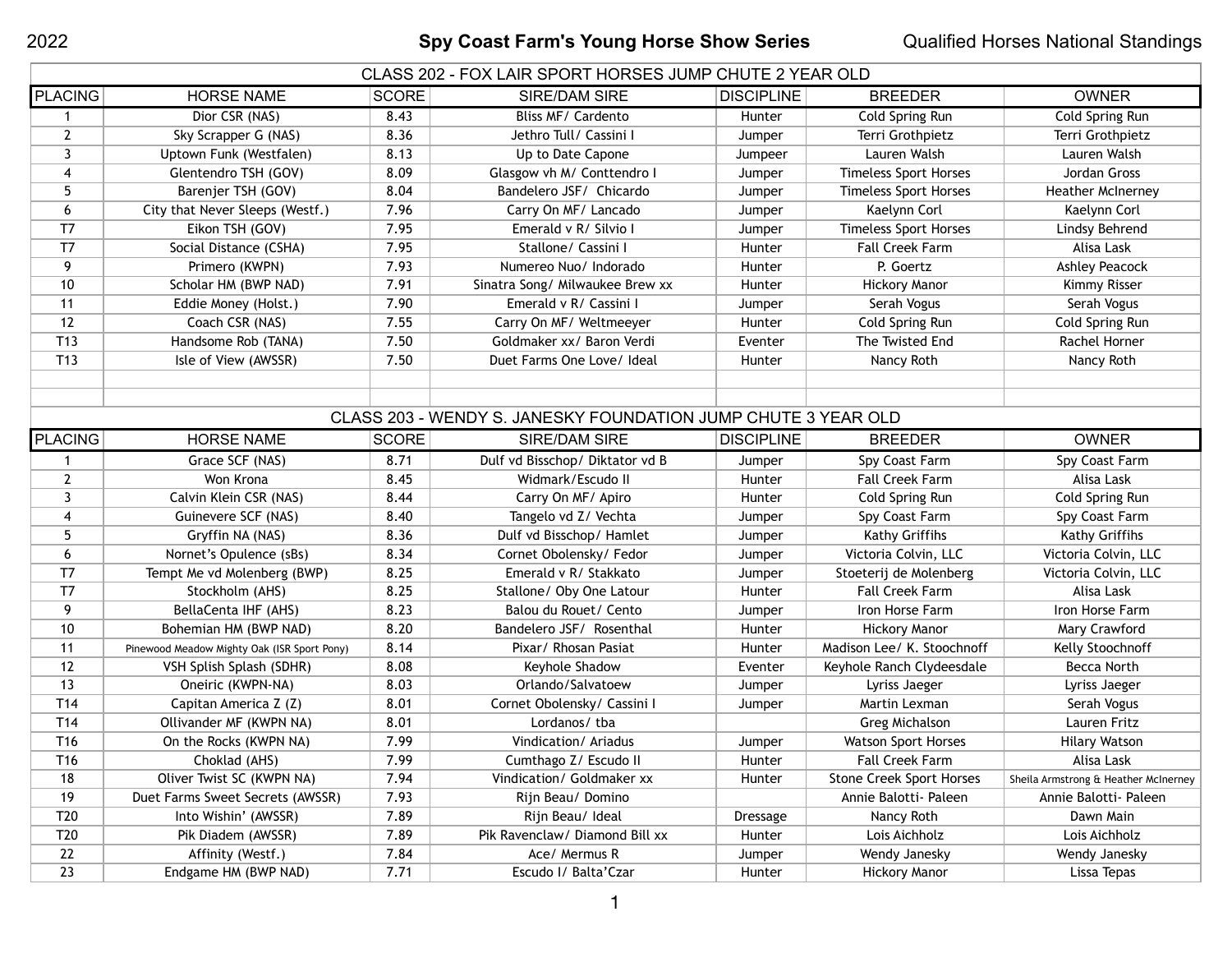# 2022 Spy Coast Farm's Young Horse Show Series — Qualified Horses National Standings

## CLASS 202 - FOX LAIR SPORT HORSES JUMP CHUTE 2 YEAR OLD

| PLACING | HORSE NAME | SCORE | SIRE/DAM SIRE | DISCIPLINE | BREEDER | OWNER |
|---|---|---|---|---|---|---|
| 1 | Dior CSR (NAS) | 8.43 | Bliss MF/ Cardento | Hunter | Cold Spring Run | Cold Spring Run |
| 2 | Sky Scrapper G (NAS) | 8.36 | Jethro Tull/ Cassini I | Jumper | Terri Grothpietz | Terri Grothpietz |
| 3 | Uptown Funk (Westfalen) | 8.13 | Up to Date Capone | Jumpeer | Lauren Walsh | Lauren Walsh |
| 4 | Glentendro TSH (GOV) | 8.09 | Glasgow vh M/ Conttendro I | Jumper | Timeless Sport Horses | Jordan Gross |
| 5 | Barenjer TSH (GOV) | 8.04 | Bandelero JSF/ Chicardo | Jumper | Timeless Sport Horses | Heather McInerney |
| 6 | City that Never Sleeps (Westf.) | 7.96 | Carry On MF/ Lancado | Jumper | Kaelynn Corl | Kaelynn Corl |
| T7 | Eikon TSH (GOV) | 7.95 | Emerald v R/ Silvio I | Jumper | Timeless Sport Horses | Lindsy Behrend |
| T7 | Social Distance (CSHA) | 7.95 | Stallone/ Cassini I | Hunter | Fall Creek Farm | Alisa Lask |
| 9 | Primero (KWPN) | 7.93 | Numereo Nuo/ Indorado | Hunter | P. Goertz | Ashley Peacock |
| 10 | Scholar HM (BWP NAD) | 7.91 | Sinatra Song/ Milwaukee Brew xx | Hunter | Hickory Manor | Kimmy Risser |
| 11 | Eddie Money (Holst.) | 7.90 | Emerald v R/ Cassini I | Jumper | Serah Vogus | Serah Vogus |
| 12 | Coach CSR (NAS) | 7.55 | Carry On MF/ Weltmeeyer | Hunter | Cold Spring Run | Cold Spring Run |
| T13 | Handsome Rob (TANA) | 7.50 | Goldmaker xx/ Baron Verdi | Eventer | The Twisted End | Rachel Horner |
| T13 | Isle of View (AWSSR) | 7.50 | Duet Farms One Love/ Ideal | Hunter | Nancy Roth | Nancy Roth |

## CLASS 203 - WENDY S. JANESKY FOUNDATION JUMP CHUTE 3 YEAR OLD

| PLACING | HORSE NAME | SCORE | SIRE/DAM SIRE | DISCIPLINE | BREEDER | OWNER |
|---|---|---|---|---|---|---|
| 1 | Grace SCF (NAS) | 8.71 | Dulf vd Bisschop/ Diktator vd B | Jumper | Spy Coast Farm | Spy Coast Farm |
| 2 | Won Krona | 8.45 | Widmark/Escudo II | Hunter | Fall Creek Farm | Alisa Lask |
| 3 | Calvin Klein CSR (NAS) | 8.44 | Carry On MF/ Apiro | Hunter | Cold Spring Run | Cold Spring Run |
| 4 | Guinevere SCF (NAS) | 8.40 | Tangelo vd Z/ Vechta | Jumper | Spy Coast Farm | Spy Coast Farm |
| 5 | Gryffin NA (NAS) | 8.36 | Dulf vd Bisschop/ Hamlet | Jumper | Kathy Griffihs | Kathy Griffihs |
| 6 | Nornet's Opulence (sBs) | 8.34 | Cornet Obolensky/ Fedor | Jumper | Victoria Colvin, LLC | Victoria Colvin, LLC |
| T7 | Tempt Me vd Molenberg (BWP) | 8.25 | Emerald v R/ Stakkato | Jumper | Stoeterij de Molenberg | Victoria Colvin, LLC |
| T7 | Stockholm (AHS) | 8.25 | Stallone/ Oby One Latour | Hunter | Fall Creek Farm | Alisa Lask |
| 9 | BellaCenta IHF (AHS) | 8.23 | Balou du Rouet/ Cento | Jumper | Iron Horse Farm | Iron Horse Farm |
| 10 | Bohemian HM (BWP NAD) | 8.20 | Bandelero JSF/ Rosenthal | Hunter | Hickory Manor | Mary Crawford |
| 11 | Pinewood Meadow Mighty Oak (ISR Sport Pony) | 8.14 | Pixar/ Rhosan Pasiat | Hunter | Madison Lee/ K. Stoochnoff | Kelly Stoochnoff |
| 12 | VSH Splish Splash (SDHR) | 8.08 | Keyhole Shadow | Eventer | Keyhole Ranch Clydeesdale | Becca North |
| 13 | Oneiric (KWPN-NA) | 8.03 | Orlando/Salvatoew | Jumper | Lyriss Jaeger | Lyriss Jaeger |
| T14 | Capitan America Z (Z) | 8.01 | Cornet Obolensky/ Cassini I | Jumper | Martin Lexman | Serah Vogus |
| T14 | Ollivander MF (KWPN NA) | 8.01 | Lordanos/ tba | | Greg Michalson | Lauren Fritz |
| T16 | On the Rocks (KWPN NA) | 7.99 | Vindication/ Ariadus | Jumper | Watson Sport Horses | Hilary Watson |
| T16 | Choklad (AHS) | 7.99 | Cumthago Z/ Escudo II | Hunter | Fall Creek Farm | Alisa Lask |
| 18 | Oliver Twist SC (KWPN NA) | 7.94 | Vindication/ Goldmaker xx | Hunter | Stone Creek Sport Horses | Sheila Armstrong & Heather McInerney |
| 19 | Duet Farms Sweet Secrets (AWSSR) | 7.93 | Rijn Beau/ Domino | | Annie Balotti- Paleen | Annie Balotti- Paleen |
| T20 | Into Wishin' (AWSSR) | 7.89 | Rijn Beau/ Ideal | Dressage | Nancy Roth | Dawn Main |
| T20 | Pik Diadem (AWSSR) | 7.89 | Pik Ravenclaw/ Diamond Bill xx | Hunter | Lois Aichholz | Lois Aichholz |
| 22 | Affinity (Westf.) | 7.84 | Ace/ Mermus R | Jumper | Wendy Janesky | Wendy Janesky |
| 23 | Endgame HM (BWP NAD) | 7.71 | Escudo I/ Balta'Czar | Hunter | Hickory Manor | Lissa Tepas |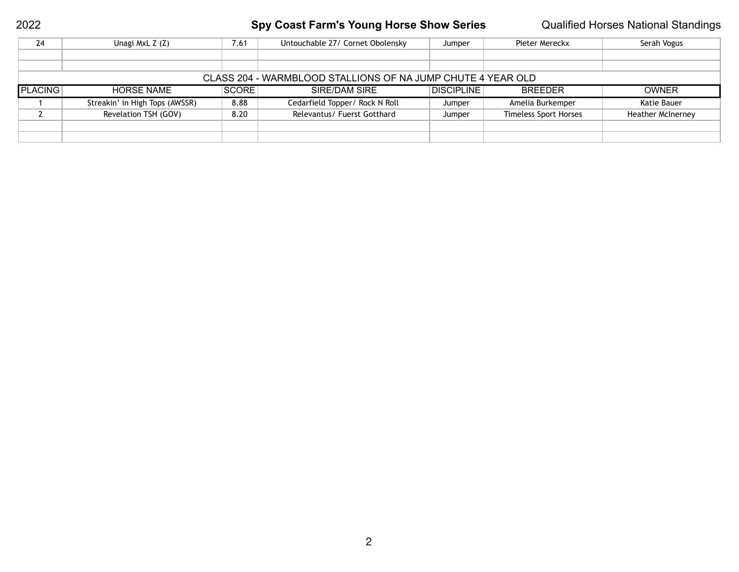| | | | | | | |
|---|---|---|---|---|---|---|
| 24 | Unagi MxL Z (Z) | 7.61 | Untouchable 27/ Cornet Obolensky | Jumper | Pieter Mereckx | Serah Vogus |
| | | | | | | |
| | | | | | | |

### CLASS 204 - WARMBLOOD STALLIONS OF NA JUMP CHUTE 4 YEAR OLD

| PLACING | HORSE NAME | SCORE | SIRE/DAM SIRE | DISCIPLINE | BREEDER | OWNER |
|---|---|---|---|---|---|---|
| 1 | Streakin' in High Tops (AWSSR) | 8.88 | Cedarfield Topper/ Rock N Roll | Jumper | Amelia Burkemper | Katie Bauer |
| 2 | Revelation TSH (GOV) | 8.20 | Relevantus/ Fuerst Gotthard | Jumper | Timeless Sport Horses | Heather McInerney |
| | | | | | | |
| | | | | | | |